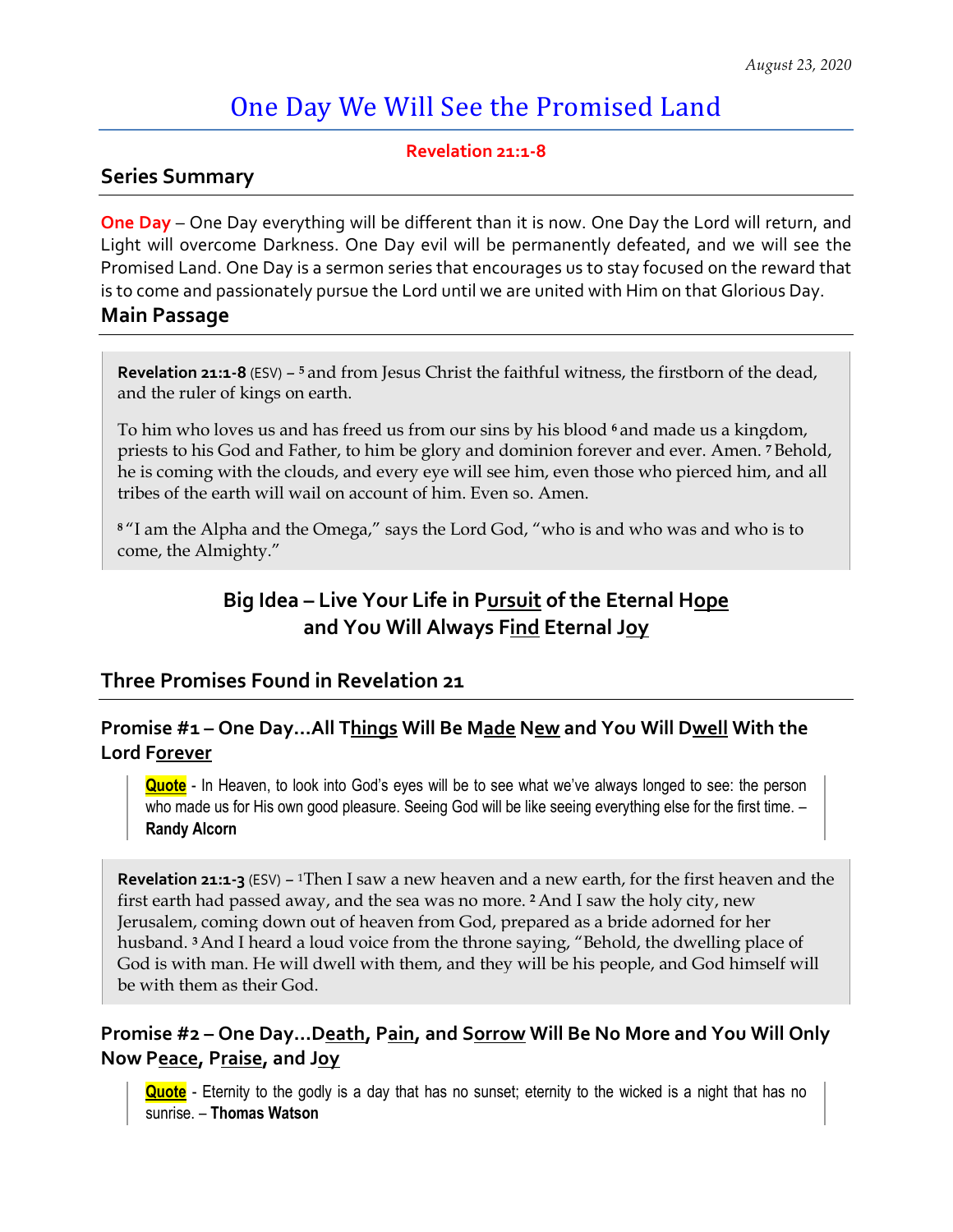*August 23, 2020*

# One Day We Will See the Promised Land

**Revelation 21:1-8**

## Series Summary

**One Day** – One Day everything will be different than it is now. One Day the Lord will return, and Light will overcome Darkness. One Day evil will be permanently defeated, and we will see the Promised Land. One Day is a sermon series that encourages us to stay focused on the reward that is to come and passionately pursue the Lord until we are united with Him on that Glorious Day.

## Main Passage

> **Revelation 21:1-8** (ESV) – [5] and from Jesus Christ the faithful witness, the firstborn of the dead, and the ruler of kings on earth.
>
> To him who loves us and has freed us from our sins by his blood [6] and made us a kingdom, priests to his God and Father, to him be glory and dominion forever and ever. Amen. [7] Behold, he is coming with the clouds, and every eye will see him, even those who pierced him, and all tribes of the earth will wail on account of him. Even so. Amen.
>
> [8] "I am the Alpha and the Omega," says the Lord God, "who is and who was and who is to come, the Almighty."

### Big Idea – Live Your Life in Pursuit of the Eternal Hope and You Will Always Find Eternal Joy

## Three Promises Found in Revelation 21

### Promise #1 – One Day…All Things Will Be Made New and You Will Dwell With the Lord Forever

> **Quote** - In Heaven, to look into God's eyes will be to see what we've always longed to see: the person who made us for His own good pleasure. Seeing God will be like seeing everything else for the first time. – **Randy Alcorn**

> **Revelation 21:1-3** (ESV) – [1] Then I saw a new heaven and a new earth, for the first heaven and the first earth had passed away, and the sea was no more. [2] And I saw the holy city, new Jerusalem, coming down out of heaven from God, prepared as a bride adorned for her husband. [3] And I heard a loud voice from the throne saying, "Behold, the dwelling place of God is with man. He will dwell with them, and they will be his people, and God himself will be with them as their God.

### Promise #2 – One Day…Death, Pain, and Sorrow Will Be No More and You Will Only Now Peace, Praise, and Joy

> **Quote** - Eternity to the godly is a day that has no sunset; eternity to the wicked is a night that has no sunrise. – **Thomas Watson**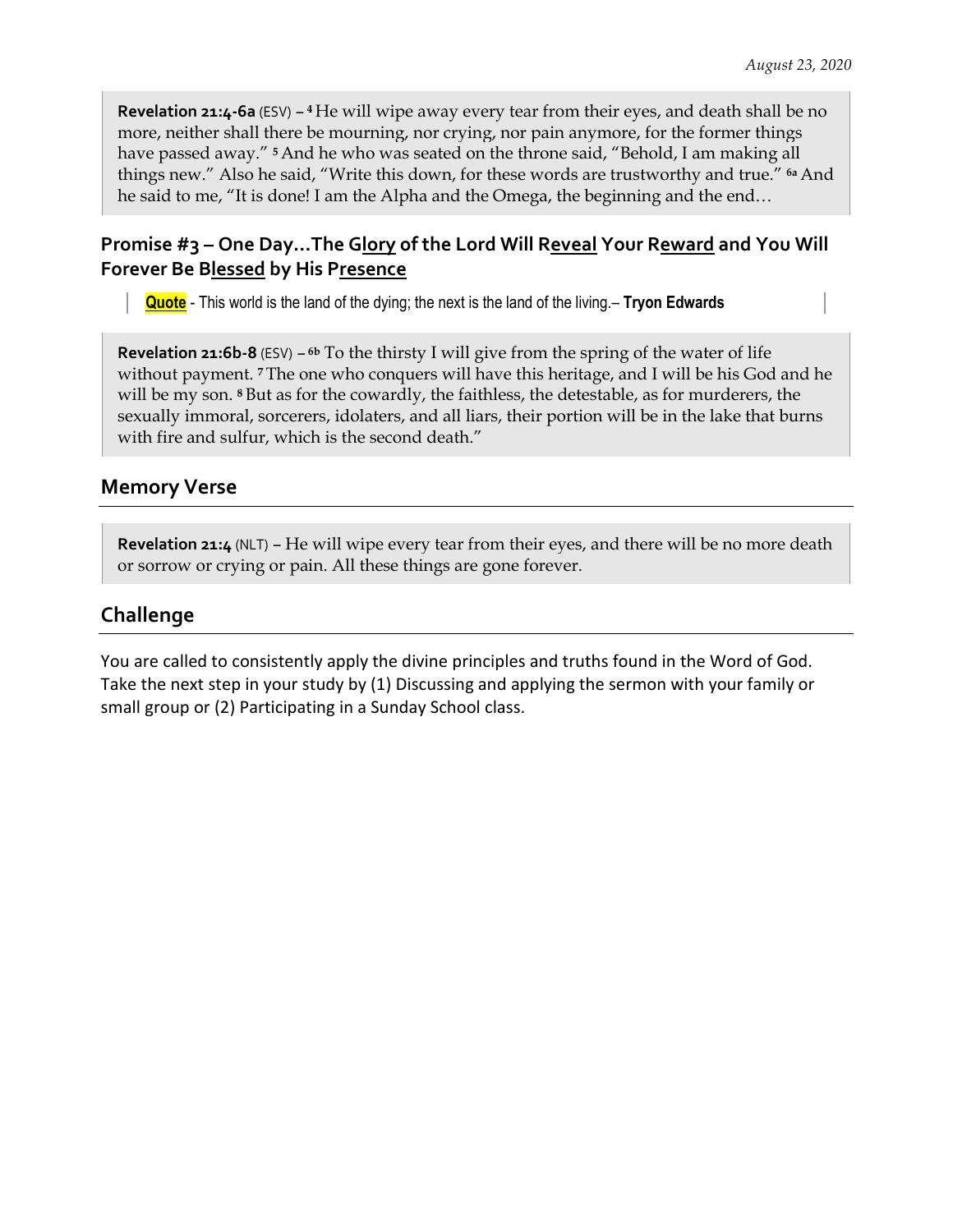**Revelation 21:4-6a** (ESV) – [4] He will wipe away every tear from their eyes, and death shall be no more, neither shall there be mourning, nor crying, nor pain anymore, for the former things have passed away." [5] And he who was seated on the throne said, "Behold, I am making all things new." Also he said, "Write this down, for these words are trustworthy and true." [6a] And he said to me, "It is done! I am the Alpha and the Omega, the beginning and the end…

## Promise #3 – One Day…The Glory of the Lord Will Reveal Your Reward and You Will Forever Be Blessed by His Presence

**Quote** - This world is the land of the dying; the next is the land of the living.– **Tryon Edwards**

**Revelation 21:6b-8** (ESV) – [6b] To the thirsty I will give from the spring of the water of life without payment. [7] The one who conquers will have this heritage, and I will be his God and he will be my son. [8] But as for the cowardly, the faithless, the detestable, as for murderers, the sexually immoral, sorcerers, idolaters, and all liars, their portion will be in the lake that burns with fire and sulfur, which is the second death."

## Memory Verse

**Revelation 21:4** (NLT) – He will wipe every tear from their eyes, and there will be no more death or sorrow or crying or pain. All these things are gone forever.

## Challenge

You are called to consistently apply the divine principles and truths found in the Word of God. Take the next step in your study by (1) Discussing and applying the sermon with your family or small group or (2) Participating in a Sunday School class.